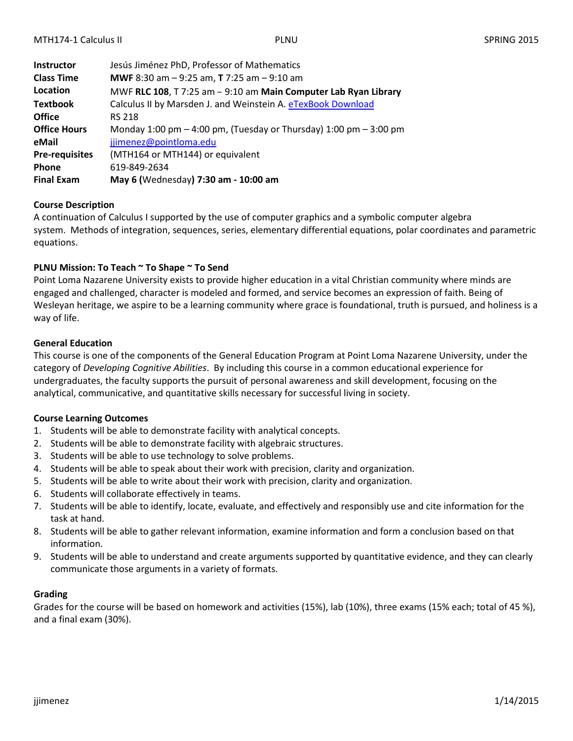| | |
|---|---|
| **Instructor** | Jesús Jiménez PhD, Professor of Mathematics |
| **Class Time** | **MWF** 8:30 am – 9:25 am, **T** 7:25 am – 9:10 am |
| **Location** | MWF **RLC 108**, T 7:25 am – 9:10 am **Main Computer Lab Ryan Library** |
| **Textbook** | Calculus II by Marsden J. and Weinstein A. eTexBook Download |
| **Office** | RS 218 |
| **Office Hours** | Monday 1:00 pm – 4:00 pm, (Tuesday or Thursday) 1:00 pm – 3:00 pm |
| **eMail** | jjimenez@pointloma.edu |
| **Pre-requisites** | (MTH164 or MTH144) or equivalent |
| **Phone** | 619-849-2634 |
| **Final Exam** | **May 6 (**Wednesday**) 7:30 am - 10:00 am** |

### Course Description

A continuation of Calculus I supported by the use of computer graphics and a symbolic computer algebra system. Methods of integration, sequences, series, elementary differential equations, polar coordinates and parametric equations.

### PLNU Mission: To Teach ~ To Shape ~ To Send

Point Loma Nazarene University exists to provide higher education in a vital Christian community where minds are engaged and challenged, character is modeled and formed, and service becomes an expression of faith. Being of Wesleyan heritage, we aspire to be a learning community where grace is foundational, truth is pursued, and holiness is a way of life.

### General Education

This course is one of the components of the General Education Program at Point Loma Nazarene University, under the category of *Developing Cognitive Abilities*. By including this course in a common educational experience for undergraduates, the faculty supports the pursuit of personal awareness and skill development, focusing on the analytical, communicative, and quantitative skills necessary for successful living in society.

### Course Learning Outcomes

1. Students will be able to demonstrate facility with analytical concepts.
2. Students will be able to demonstrate facility with algebraic structures.
3. Students will be able to use technology to solve problems.
4. Students will be able to speak about their work with precision, clarity and organization.
5. Students will be able to write about their work with precision, clarity and organization.
6. Students will collaborate effectively in teams.
7. Students will be able to identify, locate, evaluate, and effectively and responsibly use and cite information for the task at hand.
8. Students will be able to gather relevant information, examine information and form a conclusion based on that information.
9. Students will be able to understand and create arguments supported by quantitative evidence, and they can clearly communicate those arguments in a variety of formats.

### Grading

Grades for the course will be based on homework and activities (15%), lab (10%), three exams (15% each; total of 45 %), and a final exam (30%).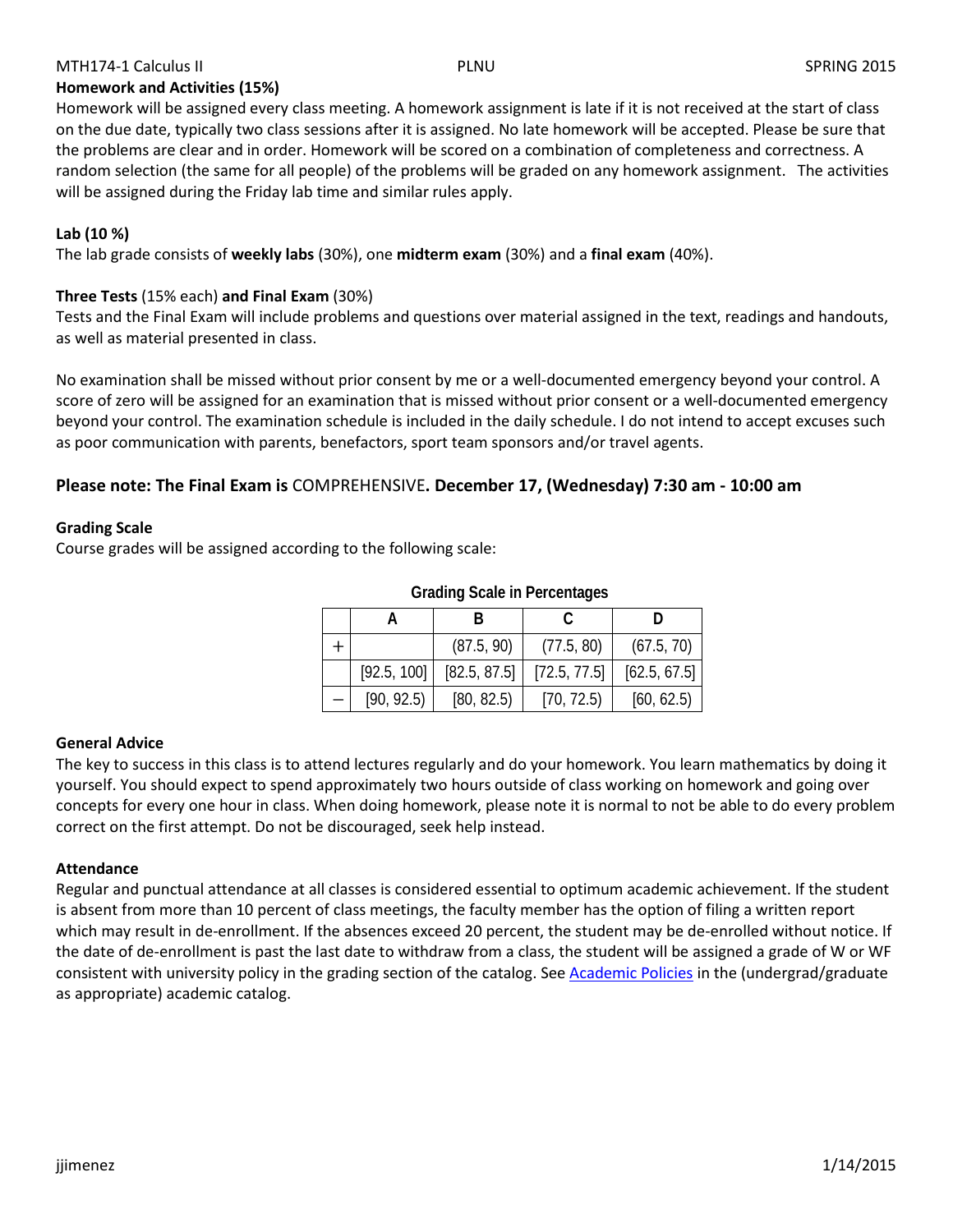**Homework and Activities (15%)**

Homework will be assigned every class meeting. A homework assignment is late if it is not received at the start of class on the due date, typically two class sessions after it is assigned. No late homework will be accepted. Please be sure that the problems are clear and in order. Homework will be scored on a combination of completeness and correctness. A random selection (the same for all people) of the problems will be graded on any homework assignment. The activities will be assigned during the Friday lab time and similar rules apply.

**Lab (10 %)**

The lab grade consists of **weekly labs** (30%), one **midterm exam** (30%) and a **final exam** (40%).

**Three Tests** (15% each) **and Final Exam** (30%)

Tests and the Final Exam will include problems and questions over material assigned in the text, readings and handouts, as well as material presented in class.

No examination shall be missed without prior consent by me or a well-documented emergency beyond your control. A score of zero will be assigned for an examination that is missed without prior consent or a well-documented emergency beyond your control. The examination schedule is included in the daily schedule. I do not intend to accept excuses such as poor communication with parents, benefactors, sport team sponsors and/or travel agents.

**Please note: The Final Exam is** COMPREHENSIVE**. December 17, (Wednesday) 7:30 am - 10:00 am**

**Grading Scale**

Course grades will be assigned according to the following scale:

**Grading Scale in Percentages**

| | A | B | C | D |
|---|---|---|---|---|
| + | | (87.5, 90) | (77.5, 80) | (67.5, 70) |
| | [92.5, 100] | [82.5, 87.5] | [72.5, 77.5] | [62.5, 67.5] |
| − | [90, 92.5) | [80, 82.5) | [70, 72.5) | [60, 62.5) |

**General Advice**

The key to success in this class is to attend lectures regularly and do your homework. You learn mathematics by doing it yourself. You should expect to spend approximately two hours outside of class working on homework and going over concepts for every one hour in class. When doing homework, please note it is normal to not be able to do every problem correct on the first attempt. Do not be discouraged, seek help instead.

**Attendance**

Regular and punctual attendance at all classes is considered essential to optimum academic achievement. If the student is absent from more than 10 percent of class meetings, the faculty member has the option of filing a written report which may result in de-enrollment. If the absences exceed 20 percent, the student may be de-enrolled without notice. If the date of de-enrollment is past the last date to withdraw from a class, the student will be assigned a grade of W or WF consistent with university policy in the grading section of the catalog. See Academic Policies in the (undergrad/graduate as appropriate) academic catalog.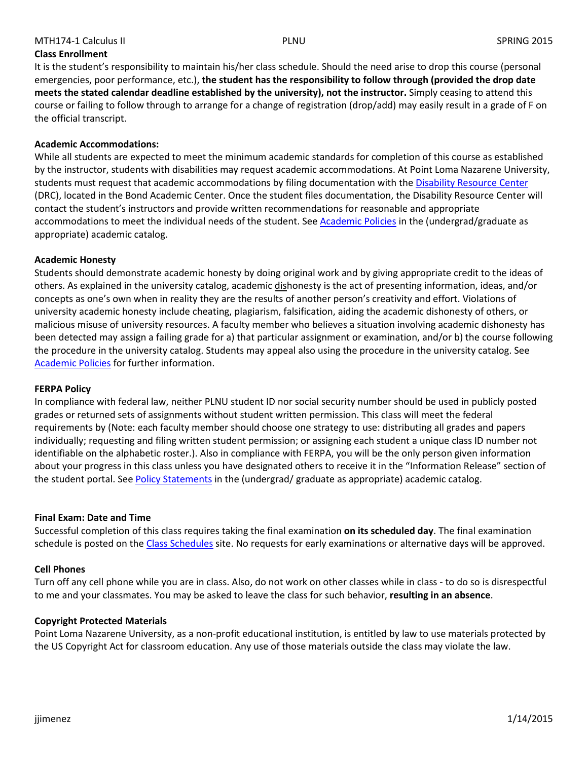### Class Enrollment

It is the student's responsibility to maintain his/her class schedule. Should the need arise to drop this course (personal emergencies, poor performance, etc.), **the student has the responsibility to follow through (provided the drop date meets the stated calendar deadline established by the university), not the instructor.** Simply ceasing to attend this course or failing to follow through to arrange for a change of registration (drop/add) may easily result in a grade of F on the official transcript.

### Academic Accommodations:

While all students are expected to meet the minimum academic standards for completion of this course as established by the instructor, students with disabilities may request academic accommodations. At Point Loma Nazarene University, students must request that academic accommodations by filing documentation with the Disability Resource Center (DRC), located in the Bond Academic Center. Once the student files documentation, the Disability Resource Center will contact the student's instructors and provide written recommendations for reasonable and appropriate accommodations to meet the individual needs of the student. See Academic Policies in the (undergrad/graduate as appropriate) academic catalog.

### Academic Honesty

Students should demonstrate academic honesty by doing original work and by giving appropriate credit to the ideas of others. As explained in the university catalog, academic dishonesty is the act of presenting information, ideas, and/or concepts as one's own when in reality they are the results of another person's creativity and effort. Violations of university academic honesty include cheating, plagiarism, falsification, aiding the academic dishonesty of others, or malicious misuse of university resources. A faculty member who believes a situation involving academic dishonesty has been detected may assign a failing grade for a) that particular assignment or examination, and/or b) the course following the procedure in the university catalog. Students may appeal also using the procedure in the university catalog. See Academic Policies for further information.

### FERPA Policy

In compliance with federal law, neither PLNU student ID nor social security number should be used in publicly posted grades or returned sets of assignments without student written permission. This class will meet the federal requirements by (Note: each faculty member should choose one strategy to use: distributing all grades and papers individually; requesting and filing written student permission; or assigning each student a unique class ID number not identifiable on the alphabetic roster.). Also in compliance with FERPA, you will be the only person given information about your progress in this class unless you have designated others to receive it in the "Information Release" section of the student portal. See Policy Statements in the (undergrad/ graduate as appropriate) academic catalog.

### Final Exam: Date and Time

Successful completion of this class requires taking the final examination **on its scheduled day**. The final examination schedule is posted on the Class Schedules site. No requests for early examinations or alternative days will be approved.

### Cell Phones

Turn off any cell phone while you are in class. Also, do not work on other classes while in class - to do so is disrespectful to me and your classmates. You may be asked to leave the class for such behavior, **resulting in an absence**.

### Copyright Protected Materials

Point Loma Nazarene University, as a non-profit educational institution, is entitled by law to use materials protected by the US Copyright Act for classroom education. Any use of those materials outside the class may violate the law.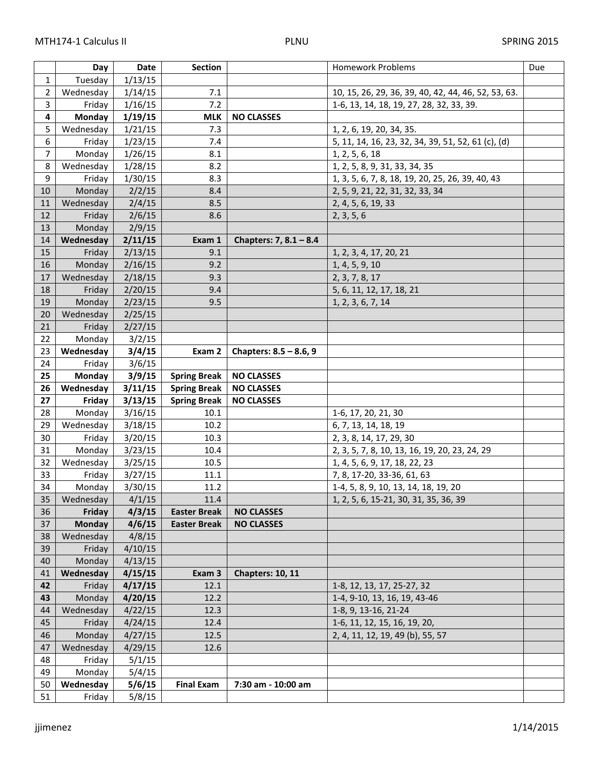| | Day | Date | Section | | Homework Problems | Due |
|---|---|---|---|---|---|---|
| 1 | Tuesday | 1/13/15 | | | | |
| 2 | Wednesday | 1/14/15 | 7.1 | | 10, 15, 26, 29, 36, 39, 40, 42, 44, 46, 52, 53, 63. | |
| 3 | Friday | 1/16/15 | 7.2 | | 1-6, 13, 14, 18, 19, 27, 28, 32, 33, 39. | |
| **4** | **Monday** | **1/19/15** | **MLK** | **NO CLASSES** | | |
| 5 | Wednesday | 1/21/15 | 7.3 | | 1, 2, 6, 19, 20, 34, 35. | |
| 6 | Friday | 1/23/15 | 7.4 | | 5, 11, 14, 16, 23, 32, 34, 39, 51, 52, 61 (c), (d) | |
| 7 | Monday | 1/26/15 | 8.1 | | 1, 2, 5, 6, 18 | |
| 8 | Wednesday | 1/28/15 | 8.2 | | 1, 2, 5, 8, 9, 31, 33, 34, 35 | |
| 9 | Friday | 1/30/15 | 8.3 | | 1, 3, 5, 6, 7, 8, 18, 19, 20, 25, 26, 39, 40, 43 | |
| 10 | Monday | 2/2/15 | 8.4 | | 2, 5, 9, 21, 22, 31, 32, 33, 34 | |
| 11 | Wednesday | 2/4/15 | 8.5 | | 2, 4, 5, 6, 19, 33 | |
| 12 | Friday | 2/6/15 | 8.6 | | 2, 3, 5, 6 | |
| 13 | Monday | 2/9/15 | | | | |
| **14** | **Wednesday** | **2/11/15** | **Exam 1** | **Chapters: 7, 8.1 – 8.4** | | |
| 15 | Friday | 2/13/15 | 9.1 | | 1, 2, 3, 4, 17, 20, 21 | |
| 16 | Monday | 2/16/15 | 9.2 | | 1, 4, 5, 9, 10 | |
| 17 | Wednesday | 2/18/15 | 9.3 | | 2, 3, 7, 8, 17 | |
| 18 | Friday | 2/20/15 | 9.4 | | 5, 6, 11, 12, 17, 18, 21 | |
| 19 | Monday | 2/23/15 | 9.5 | | 1, 2, 3, 6, 7, 14 | |
| 20 | Wednesday | 2/25/15 | | | | |
| 21 | Friday | 2/27/15 | | | | |
| 22 | Monday | 3/2/15 | | | | |
| **23** | **Wednesday** | **3/4/15** | **Exam 2** | **Chapters: 8.5 – 8.6, 9** | | |
| 24 | Friday | 3/6/15 | | | | |
| **25** | **Monday** | **3/9/15** | **Spring Break** | **NO CLASSES** | | |
| **26** | **Wednesday** | **3/11/15** | **Spring Break** | **NO CLASSES** | | |
| **27** | **Friday** | **3/13/15** | **Spring Break** | **NO CLASSES** | | |
| 28 | Monday | 3/16/15 | 10.1 | | 1-6, 17, 20, 21, 30 | |
| 29 | Wednesday | 3/18/15 | 10.2 | | 6, 7, 13, 14, 18, 19 | |
| 30 | Friday | 3/20/15 | 10.3 | | 2, 3, 8, 14, 17, 29, 30 | |
| 31 | Monday | 3/23/15 | 10.4 | | 2, 3, 5, 7, 8, 10, 13, 16, 19, 20, 23, 24, 29 | |
| 32 | Wednesday | 3/25/15 | 10.5 | | 1, 4, 5, 6, 9, 17, 18, 22, 23 | |
| 33 | Friday | 3/27/15 | 11.1 | | 7, 8, 17-20, 33-36, 61, 63 | |
| 34 | Monday | 3/30/15 | 11.2 | | 1-4, 5, 8, 9, 10, 13, 14, 18, 19, 20 | |
| 35 | Wednesday | 4/1/15 | 11.4 | | 1, 2, 5, 6, 15-21, 30, 31, 35, 36, 39 | |
| **36** | **Friday** | **4/3/15** | **Easter Break** | **NO CLASSES** | | |
| **37** | **Monday** | **4/6/15** | **Easter Break** | **NO CLASSES** | | |
| 38 | Wednesday | 4/8/15 | | | | |
| 39 | Friday | 4/10/15 | | | | |
| 40 | Monday | 4/13/15 | | | | |
| **41** | **Wednesday** | **4/15/15** | **Exam 3** | **Chapters: 10, 11** | | |
| **42** | Friday | **4/17/15** | 12.1 | | 1-8, 12, 13, 17, 25-27, 32 | |
| **43** | Monday | **4/20/15** | 12.2 | | 1-4, 9-10, 13, 16, 19, 43-46 | |
| 44 | Wednesday | 4/22/15 | 12.3 | | 1-8, 9, 13-16, 21-24 | |
| 45 | Friday | 4/24/15 | 12.4 | | 1-6, 11, 12, 15, 16, 19, 20, | |
| 46 | Monday | 4/27/15 | 12.5 | | 2, 4, 11, 12, 19, 49 (b), 55, 57 | |
| 47 | Wednesday | 4/29/15 | 12.6 | | | |
| 48 | Friday | 5/1/15 | | | | |
| 49 | Monday | 5/4/15 | | | | |
| **50** | **Wednesday** | **5/6/15** | **Final Exam** | **7:30 am - 10:00 am** | | |
| 51 | Friday | 5/8/15 | | | | |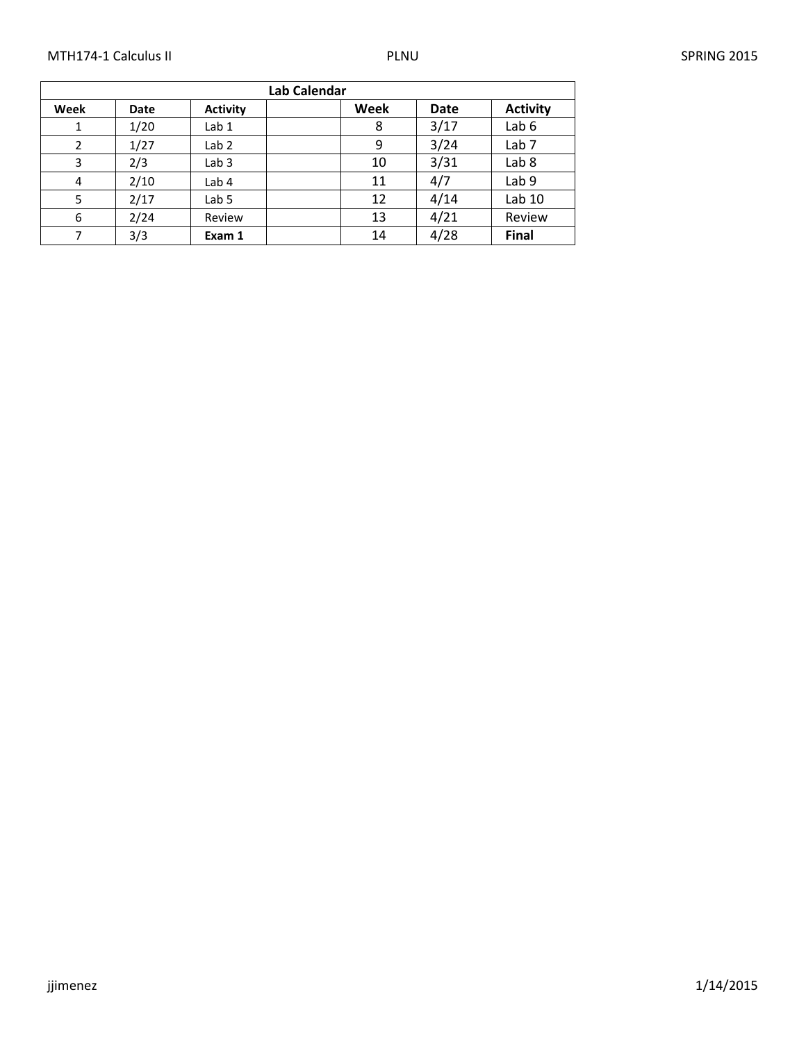| Lab Calendar | | | | | | |
|---|---|---|---|---|---|---|
| **Week** | **Date** | **Activity** | | **Week** | **Date** | **Activity** |
| 1 | 1/20 | Lab 1 | | 8 | 3/17 | Lab 6 |
| 2 | 1/27 | Lab 2 | | 9 | 3/24 | Lab 7 |
| 3 | 2/3 | Lab 3 | | 10 | 3/31 | Lab 8 |
| 4 | 2/10 | Lab 4 | | 11 | 4/7 | Lab 9 |
| 5 | 2/17 | Lab 5 | | 12 | 4/14 | Lab 10 |
| 6 | 2/24 | Review | | 13 | 4/21 | Review |
| 7 | 3/3 | **Exam 1** | | 14 | 4/28 | **Final** |